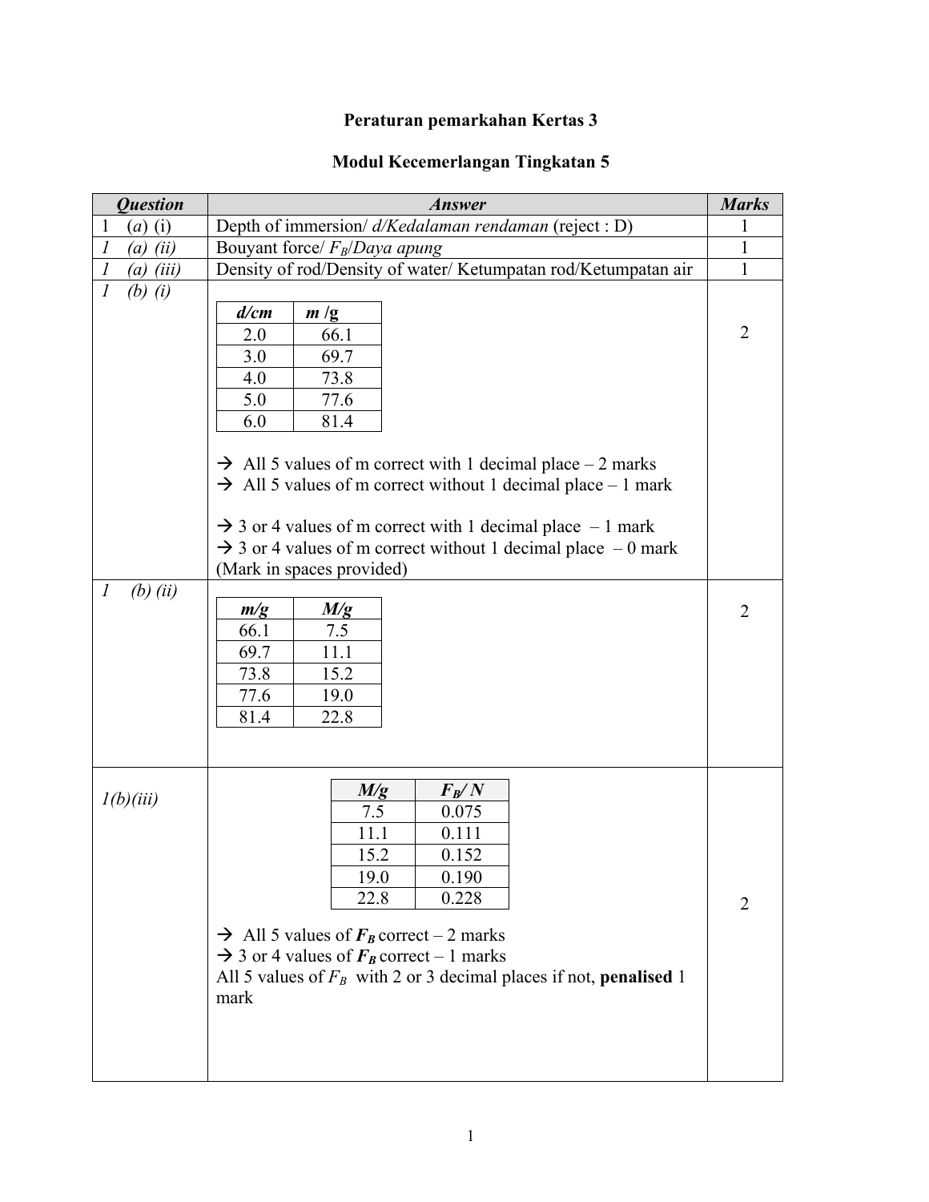**Peraturan pemarkahan Kertas 3**

**Modul Kecemerlangan Tingkatan 5**

| *Question* | *Answer* | *Marks* |
|---|---|---|
| 1 (*a*) (i) | Depth of immersion/ *d/Kedalaman rendaman* (reject : D) | 1 |
| *1 (a) (ii)* | Bouyant force/ $F_B$/*Daya apung* | 1 |
| *1 (a) (iii)* | Density of rod/Density of water/ Ketumpatan rod/Ketumpatan air | 1 |
| *1 (b) (i)* | **Table:** *d*/cm → *m* /g: 2.0 → 66.1; 3.0 → 69.7; 4.0 → 73.8; 5.0 → 77.6; 6.0 → 81.4 <br><br> → All 5 values of m correct with 1 decimal place – 2 marks <br> → All 5 values of m correct without 1 decimal place – 1 mark <br><br> → 3 or 4 values of m correct with 1 decimal place – 1 mark <br> → 3 or 4 values of m correct without 1 decimal place – 0 mark <br> (Mark in spaces provided) | 2 |
| *1 (b) (ii)* | **Table:** *m*/g → *M*/g: 66.1 → 7.5; 69.7 → 11.1; 73.8 → 15.2; 77.6 → 19.0; 81.4 → 22.8 | 2 |
| *1(b)(iii)* | **Table:** *M*/g → $F_B$/ N: 7.5 → 0.075; 11.1 → 0.111; 15.2 → 0.152; 19.0 → 0.190; 22.8 → 0.228 <br><br> → All 5 values of $F_B$ correct – 2 marks <br> → 3 or 4 values of $F_B$ correct – 1 marks <br> All 5 values of $F_B$ with 2 or 3 decimal places if not, **penalised** 1 mark | 2 |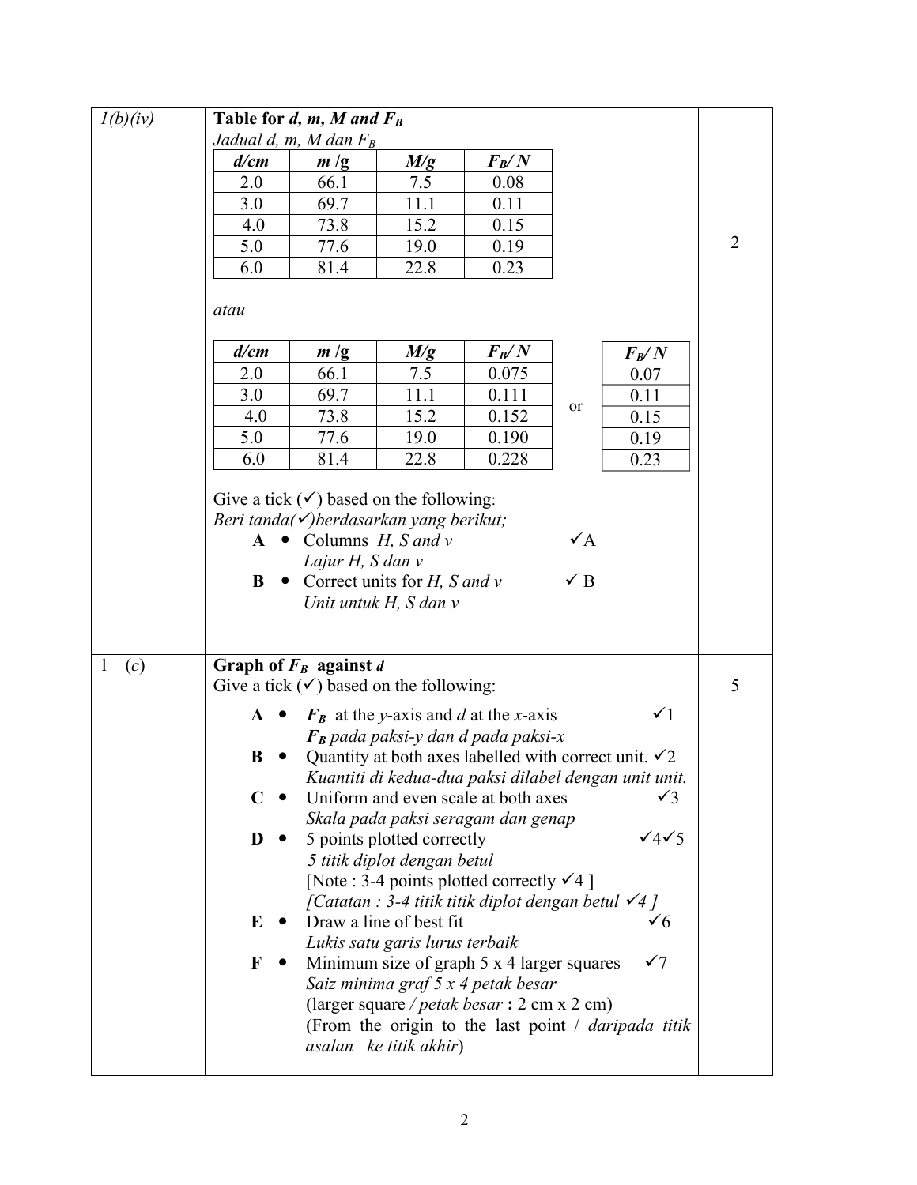| | | |
|---|---|---|
| *1(b)(iv)* | **Table for *d, m, M and $F_B$*** *Jadual d, m, M dan $F_B$* | 2 |
| 1 (*c*) | **Graph of $F_B$ against *d*** Give a tick (✓) based on the following: | 5 |

**1(b)(iv)**

**Table for *d, m, M and $F_B$***
*Jadual d, m, M dan $F_B$*

| ***d/cm*** | ***m* /g** | ***M/g*** | **$F_B$/ N** |
|---|---|---|---|
| 2.0 | 66.1 | 7.5 | 0.08 |
| 3.0 | 69.7 | 11.1 | 0.11 |
| 4.0 | 73.8 | 15.2 | 0.15 |
| 5.0 | 77.6 | 19.0 | 0.19 |
| 6.0 | 81.4 | 22.8 | 0.23 |

*atau*

| ***d/cm*** | ***m* /g** | ***M/g*** | **$F_B$/ N** |
|---|---|---|---|
| 2.0 | 66.1 | 7.5 | 0.075 |
| 3.0 | 69.7 | 11.1 | 0.111 |
| 4.0 | 73.8 | 15.2 | 0.152 |
| 5.0 | 77.6 | 19.0 | 0.190 |
| 6.0 | 81.4 | 22.8 | 0.228 |

or

| **$F_B$/ N** |
|---|
| 0.07 |
| 0.11 |
| 0.15 |
| 0.19 |
| 0.23 |

Give a tick (✓) based on the following:
*Beri tanda(✓)berdasarkan yang berikut;*

- **A** • Columns *H, S and v* ✓A
  *Lajur H, S dan v*
- **B** • Correct units for *H, S and v* ✓ B
  *Unit untuk H, S dan v*

[2 marks]

**1 (*c*)**

**Graph of $F_B$ against *d***
Give a tick (✓) based on the following:

- **A** • $F_B$ at the *y*-axis and *d* at the *x*-axis ✓1
  *$F_B$ pada paksi-y dan d pada paksi-x*
- **B** • Quantity at both axes labelled with correct unit. ✓2
  *Kuantiti di kedua-dua paksi dilabel dengan unit unit.*
- **C** • Uniform and even scale at both axes ✓3
  *Skala pada paksi seragam dan genap*
- **D** • 5 points plotted correctly ✓4✓5
  *5 titik diplot dengan betul*
  [Note : 3-4 points plotted correctly ✓4 ]
  *[Catatan : 3-4 titik titik diplot dengan betul ✓4 ]*
- **E** • Draw a line of best fit ✓6
  *Lukis satu garis lurus terbaik*
- **F** • Minimum size of graph 5 x 4 larger squares ✓7
  *Saiz minima graf 5 x 4 petak besar*
  (larger square / *petak besar* **:** 2 cm x 2 cm)
  (From the origin to the last point / *daripada titik asalan ke titik akhir*)

[5 marks]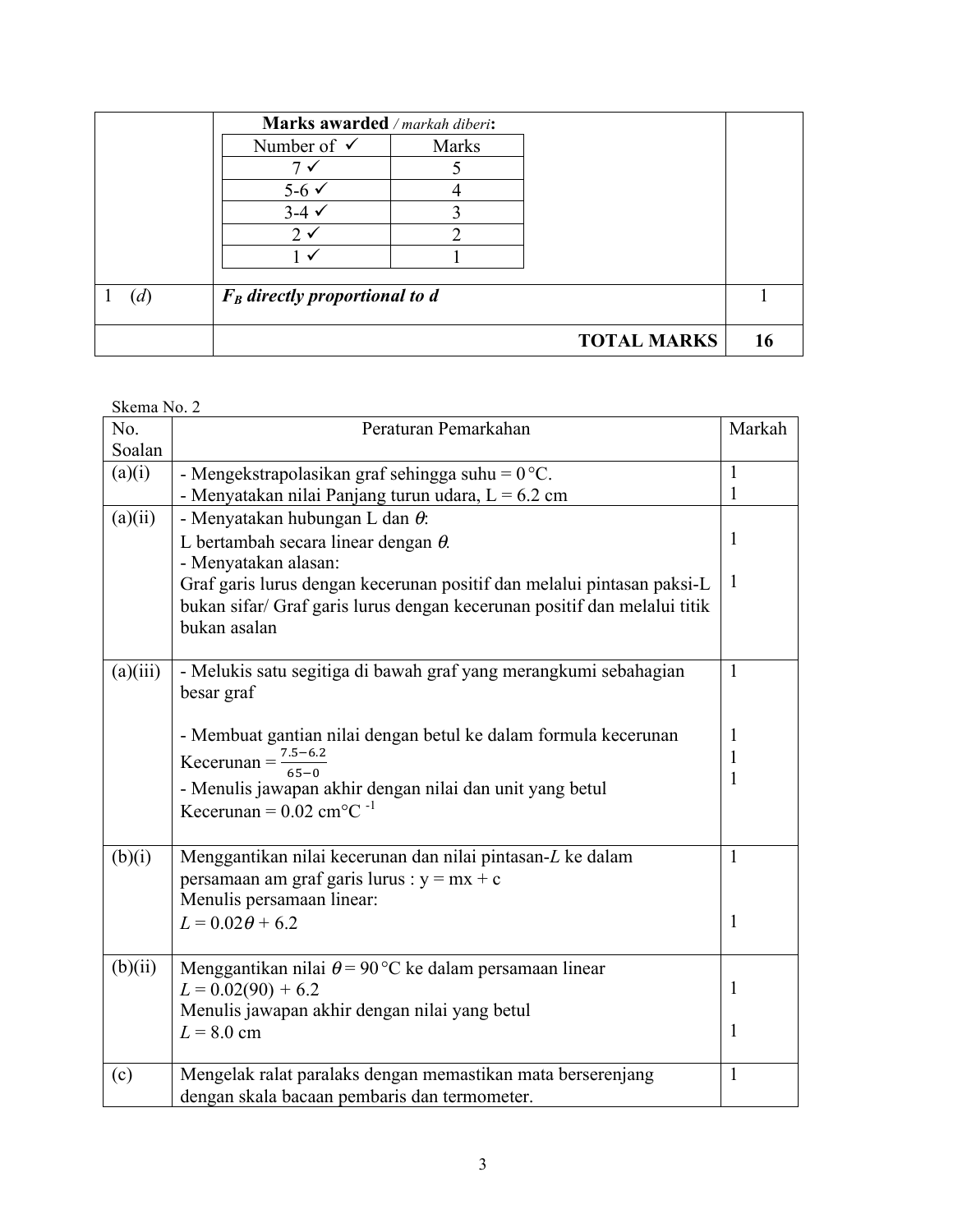| | **Marks awarded** / *markah diberi*:<br><br>Number of ✓ \| Marks<br>7 ✓ \| 5<br>5-6 ✓ \| 4<br>3-4 ✓ \| 3<br>2 ✓ \| 2<br>1 ✓ \| 1 | |
|---|---|---|
| 1 (*d*) | ***$F_B$ directly proportional to d*** | 1 |
| | **TOTAL MARKS** | **16** |

Skema No. 2

| No. Soalan | Peraturan Pemarkahan | Markah |
|---|---|---|
| (a)(i) | - Mengekstrapolasikan graf sehingga suhu = 0 °C.<br>- Menyatakan nilai Panjang turun udara, L = 6.2 cm | 1<br>1 |
| (a)(ii) | - Menyatakan hubungan L dan $\theta$:<br>L bertambah secara linear dengan $\theta$.<br>- Menyatakan alasan:<br>Graf garis lurus dengan kecerunan positif dan melalui pintasan paksi-L bukan sifar/ Graf garis lurus dengan kecerunan positif dan melalui titik bukan asalan | <br>1<br><br>1 |
| (a)(iii) | - Melukis satu segitiga di bawah graf yang merangkumi sebahagian besar graf<br><br>- Membuat gantian nilai dengan betul ke dalam formula kecerunan<br>Kecerunan = $\frac{7.5-6.2}{65-0}$<br>- Menulis jawapan akhir dengan nilai dan unit yang betul<br>Kecerunan = 0.02 cm°C $^{-1}$ | 1<br><br>1<br>1<br>1 |
| (b)(i) | Menggantikan nilai kecerunan dan nilai pintasan-*L* ke dalam persamaan am graf garis lurus : y = mx + c<br>Menulis persamaan linear:<br>$L = 0.02\theta + 6.2$ | 1<br><br><br>1 |
| (b)(ii) | Menggantikan nilai $\theta$ = 90 °C ke dalam persamaan linear<br>$L = 0.02(90) + 6.2$<br>Menulis jawapan akhir dengan nilai yang betul<br>$L$ = 8.0 cm | <br>1<br><br>1 |
| (c) | Mengelak ralat paralaks dengan memastikan mata berserenjang dengan skala bacaan pembaris dan termometer. | 1 |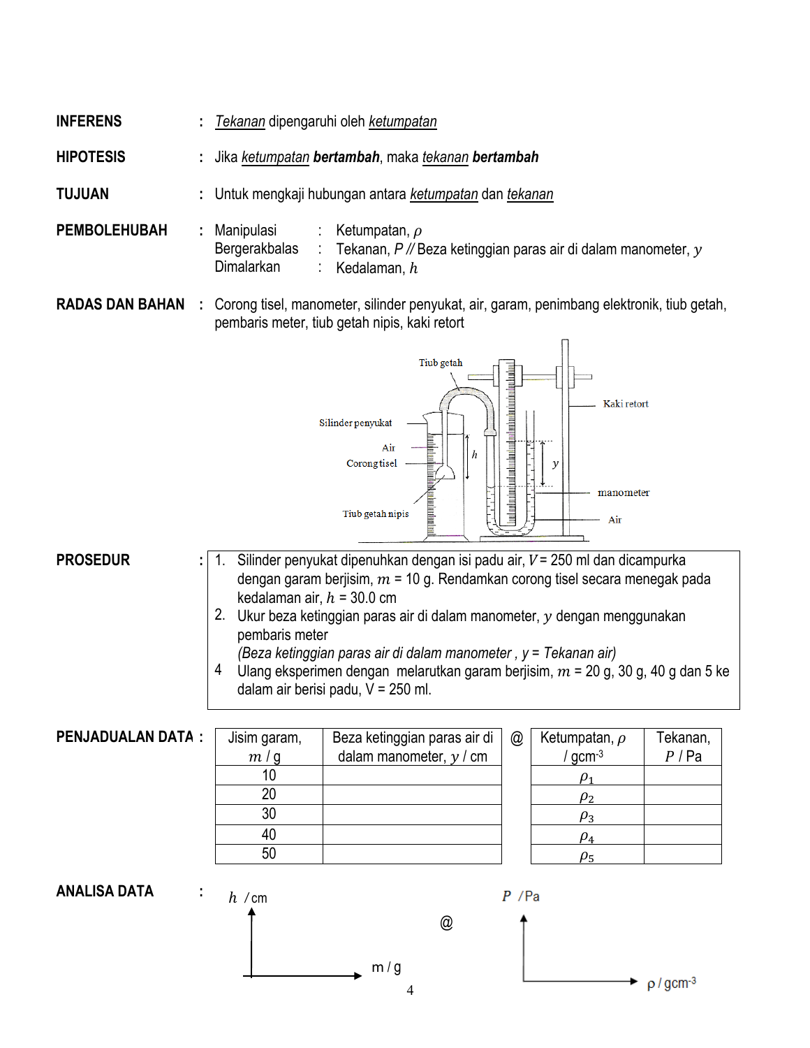**INFERENS** : *Tekanan* dipengaruhi oleh *ketumpatan*

**HIPOTESIS** : Jika *ketumpatan* **bertambah**, maka *tekanan* **bertambah**

**TUJUAN** : Untuk mengkaji hubungan antara *ketumpatan* dan *tekanan*

**PEMBOLEHUBAH** :

- Manipulasi : Ketumpatan, $\rho$
- Bergerakbalas : Tekanan, $P$ // Beza ketinggian paras air di dalam manometer, $y$
- Dimalarkan : Kedalaman, $h$

**RADAS DAN BAHAN** : Corong tisel, manometer, silinder penyukat, air, garam, penimbang elektronik, tiub getah, pembaris meter, tiub getah nipis, kaki retort

**PROSEDUR** :

1. Silinder penyukat dipenuhkan dengan isi padu air, $V$ = 250 ml dan dicampurka dengan garam berjisim, $m$ = 10 g. Rendamkan corong tisel secara menegak pada kedalaman air, $h$ = 30.0 cm
2. Ukur beza ketinggian paras air di dalam manometer, $y$ dengan menggunakan pembaris meter
   *(Beza ketinggian paras air di dalam manometer , y = Tekanan air)*
4. Ulang eksperimen dengan melarutkan garam berjisim, $m$ = 20 g, 30 g, 40 g dan 5 ke dalam air berisi padu, V = 250 ml.

**PENJADUALAN DATA** :

| Jisim garam, $m$ / g | Beza ketinggian paras air di dalam manometer, $y$ / cm |
|---|---|
| 10 | |
| 20 | |
| 30 | |
| 40 | |
| 50 | |

@

| Ketumpatan, $\rho$ / gcm$^{-3}$ | Tekanan, $P$ / Pa |
|---|---|
| $\rho_1$ | |
| $\rho_2$ | |
| $\rho_3$ | |
| $\rho_4$ | |
| $\rho_5$ | |

**ANALISA DATA** :

Graf $h$ / cm melawan m / g @ Graf $P$ / Pa melawan ρ / gcm$^{-3}$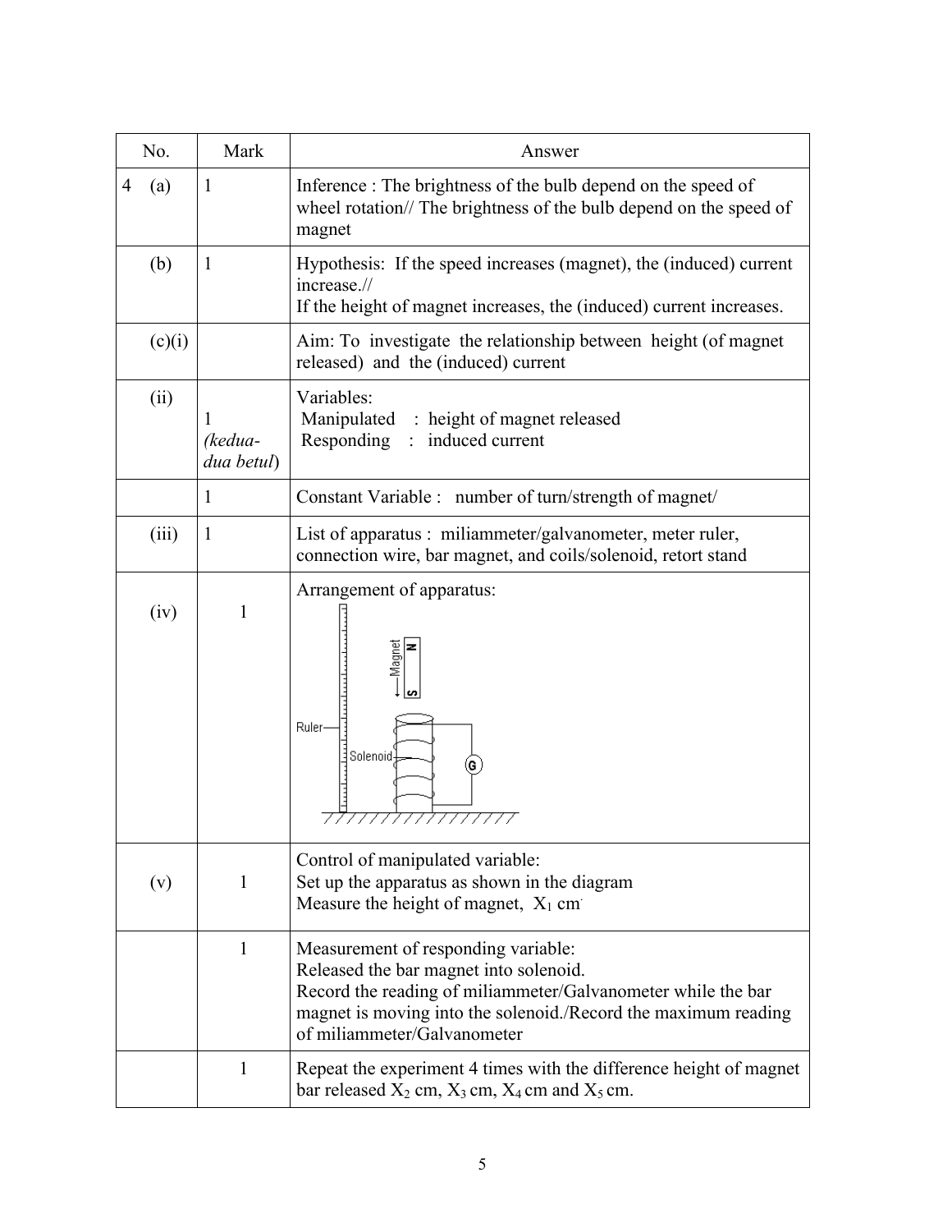| No. | Mark | Answer |
|---|---|---|
| 4 (a) | 1 | Inference : The brightness of the bulb depend on the speed of wheel rotation// The brightness of the bulb depend on the speed of magnet |
| (b) | 1 | Hypothesis: If the speed increases (magnet), the (induced) current increase.// If the height of magnet increases, the (induced) current increases. |
| (c)(i) | | Aim: To investigate the relationship between height (of magnet released) and the (induced) current |
| (ii) | 1 *(kedua-dua betul)* | Variables: Manipulated : height of magnet released Responding : induced current |
| | 1 | Constant Variable : number of turn/strength of magnet/ |
| (iii) | 1 | List of apparatus : miliammeter/galvanometer, meter ruler, connection wire, bar magnet, and coils/solenoid, retort stand |
| (iv) | 1 | Arrangement of apparatus: |
| (v) | 1 | Control of manipulated variable: Set up the apparatus as shown in the diagram Measure the height of magnet, $X_1$ cm |
| | 1 | Measurement of responding variable: Released the bar magnet into solenoid. Record the reading of miliammeter/Galvanometer while the bar magnet is moving into the solenoid./Record the maximum reading of miliammeter/Galvanometer |
| | 1 | Repeat the experiment 4 times with the difference height of magnet bar released $X_2$ cm, $X_3$ cm, $X_4$ cm and $X_5$ cm. |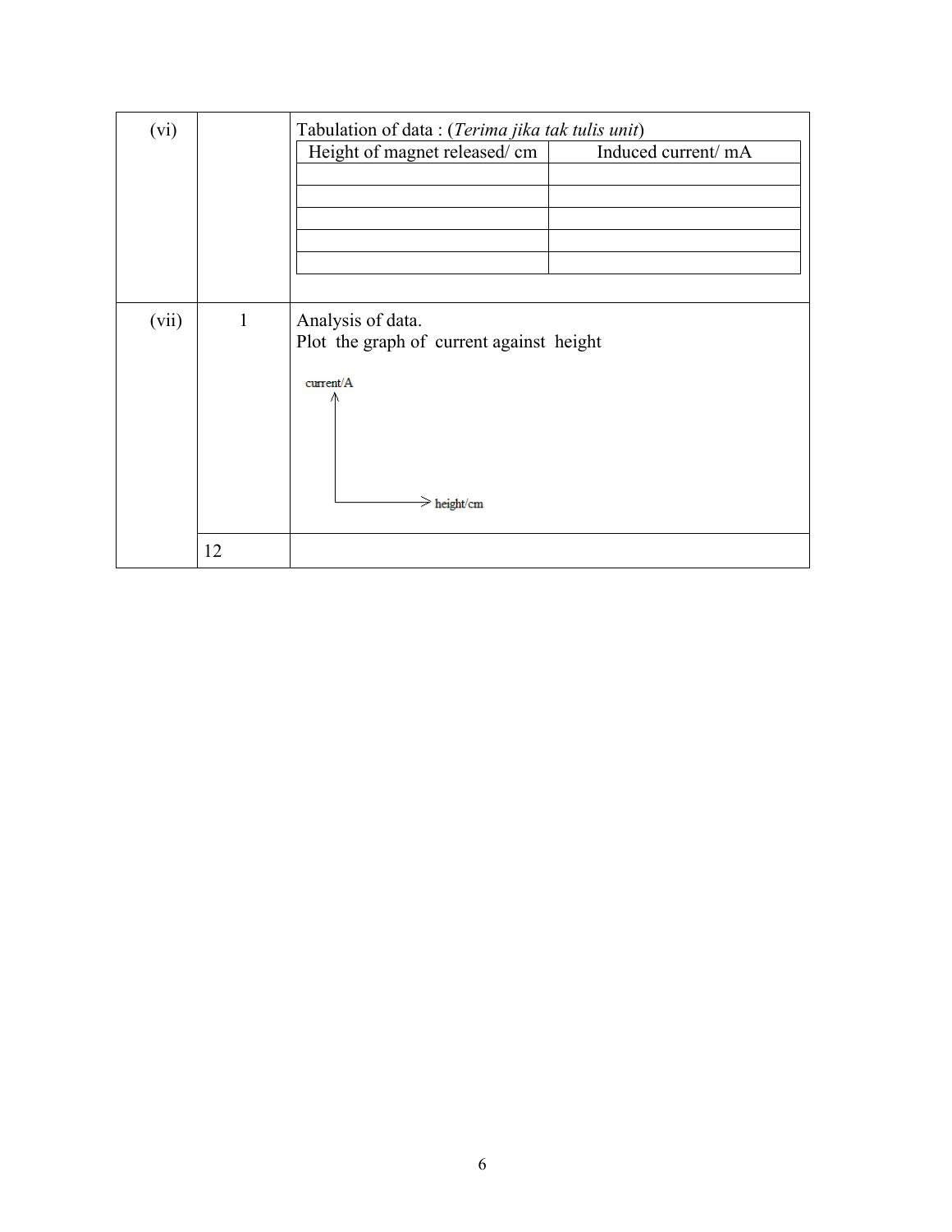| | | |
|---|---|---|
| (vi) | | Tabulation of data : (*Terima jika tak tulis unit*) |
| (vii) | 1 | Analysis of data.<br>Plot the graph of current against height |
| | 12 | |

Tabulation of data:

| Height of magnet released/ cm | Induced current/ mA |
|---|---|
| | |
| | |
| | |
| | |
| | |

current/A

height/cm